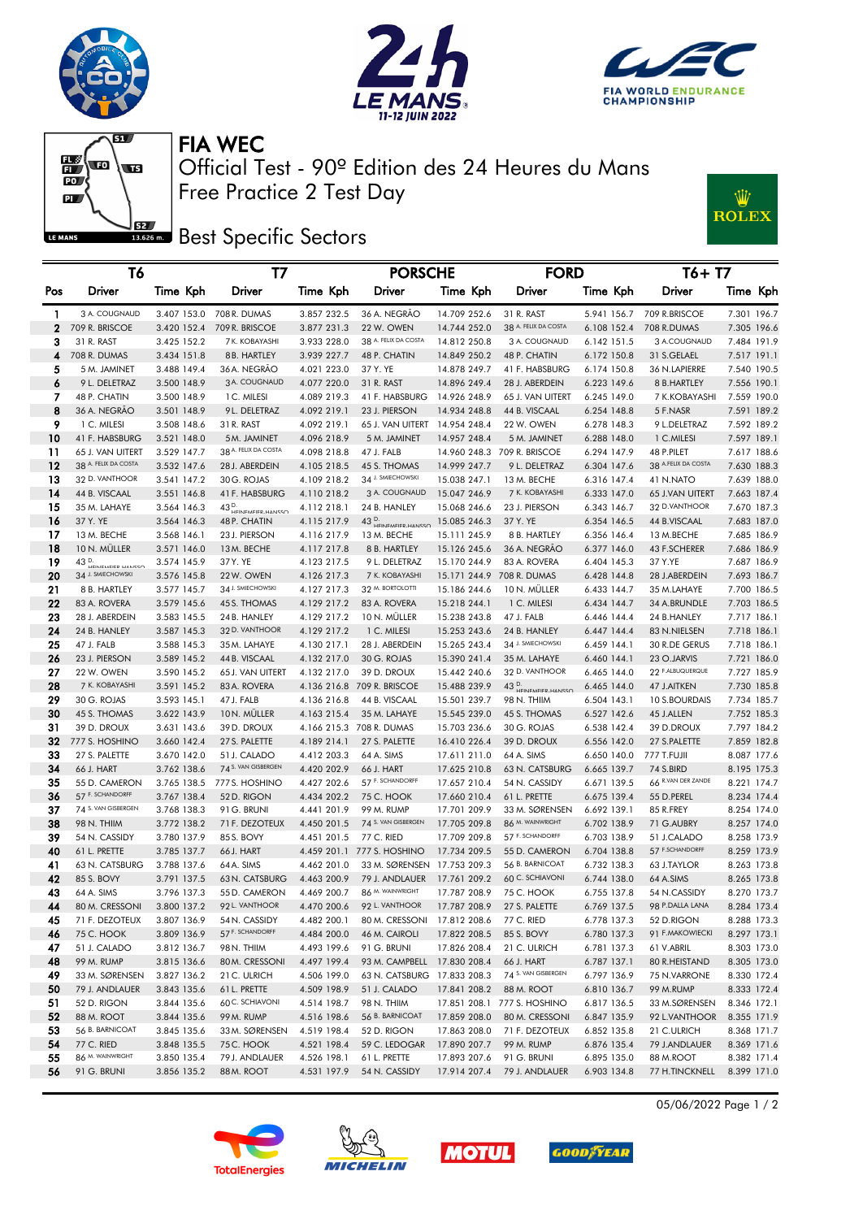# FIA WEC

Official Test - 90º Edition des 24 Heures du Mans

Free Practice 2 Test Day

## Best Specific Sectors

| | T6 | | | T7 | | | PORSCHE | | | FORD | | | T6+ T7 | | |
|---|---|---|---|---|---|---|---|---|---|---|---|---|---|---|---|
| Pos | Driver | Time | Kph | Driver | Time | Kph | Driver | Time | Kph | Driver | Time | Kph | Driver | Time | Kph |
| 1 | 3 A. COUGNAUD | 3.407 | 153.0 | 708 R. DUMAS | 3.857 | 232.5 | 36 A. NEGRÃO | 14.709 | 252.6 | 31 R. RAST | 5.941 | 156.7 | 709 R.BRISCOE | 7.301 | 196.7 |
| 2 | 709 R. BRISCOE | 3.420 | 152.4 | 709 R. BRISCOE | 3.877 | 231.3 | 22 W. OWEN | 14.744 | 252.0 | 38 A. FELIX DA COSTA | 6.108 | 152.4 | 708 R.DUMAS | 7.305 | 196.6 |
| 3 | 31 R. RAST | 3.425 | 152.2 | 7 K. KOBAYASHI | 3.933 | 228.0 | 38 A. FELIX DA COSTA | 14.812 | 250.8 | 3 A. COUGNAUD | 6.142 | 151.5 | 3 A.COUGNAUD | 7.484 | 191.9 |
| 4 | 708 R. DUMAS | 3.434 | 151.8 | 8 B. HARTLEY | 3.939 | 227.7 | 48 P. CHATIN | 14.849 | 250.2 | 48 P. CHATIN | 6.172 | 150.8 | 31 S.GELAEL | 7.517 | 191.1 |
| 5 | 5 M. JAMINET | 3.488 | 149.4 | 36 A. NEGRÃO | 4.021 | 223.0 | 37 Y. YE | 14.878 | 249.7 | 41 F. HABSBURG | 6.174 | 150.8 | 36 N.LAPIERRE | 7.540 | 190.5 |
| 6 | 9 L. DELETRAZ | 3.500 | 148.9 | 3 A. COUGNAUD | 4.077 | 220.0 | 31 R. RAST | 14.896 | 249.4 | 28 J. ABERDEIN | 6.223 | 149.6 | 8 B.HARTLEY | 7.556 | 190.1 |
| 7 | 48 P. CHATIN | 3.500 | 148.9 | 1 C. MILESI | 4.089 | 219.3 | 41 F. HABSBURG | 14.926 | 248.9 | 65 J. VAN UITERT | 6.245 | 149.0 | 7 K.KOBAYASHI | 7.559 | 190.0 |
| 8 | 36 A. NEGRÃO | 3.501 | 148.9 | 9 L. DELETRAZ | 4.092 | 219.1 | 23 J. PIERSON | 14.934 | 248.8 | 44 B. VISCAAL | 6.254 | 148.8 | 5 F.NASR | 7.591 | 189.2 |
| 9 | 1 C. MILESI | 3.508 | 148.6 | 31 R. RAST | 4.092 | 219.1 | 65 J. VAN UITERT | 14.954 | 248.4 | 22 W. OWEN | 6.278 | 148.3 | 9 L.DELETRAZ | 7.592 | 189.2 |
| 10 | 41 F. HABSBURG | 3.521 | 148.0 | 5 M. JAMINET | 4.096 | 218.9 | 5 M. JAMINET | 14.957 | 248.4 | 5 M. JAMINET | 6.288 | 148.0 | 1 C.MILESI | 7.597 | 189.1 |
| 11 | 65 J. VAN UITERT | 3.529 | 147.7 | 38 A. FELIX DA COSTA | 4.098 | 218.8 | 47 J. FALB | 14.960 | 248.3 | 709 R. BRISCOE | 6.294 | 147.9 | 48 P.PILET | 7.617 | 188.6 |
| 12 | 38 A. FELIX DA COSTA | 3.532 | 147.6 | 28 J. ABERDEIN | 4.105 | 218.5 | 45 S. THOMAS | 14.999 | 247.7 | 9 L. DELETRAZ | 6.304 | 147.6 | 38 A.FELIX DA COSTA | 7.630 | 188.3 |
| 13 | 32 D. VANTHOOR | 3.541 | 147.2 | 30 G. ROJAS | 4.109 | 218.2 | 34 J. SMIECHOWSKI | 15.038 | 247.1 | 13 M. BECHE | 6.316 | 147.4 | 41 N.NATO | 7.639 | 188.0 |
| 14 | 44 B. VISCAAL | 3.551 | 146.8 | 41 F. HABSBURG | 4.110 | 218.2 | 3 A. COUGNAUD | 15.047 | 246.9 | 7 K. KOBAYASHI | 6.333 | 147.0 | 65 J.VAN UITERT | 7.663 | 187.4 |
| 15 | 35 M. LAHAYE | 3.564 | 146.3 | 43 D. HEINEMEIER-HANSSON | 4.112 | 218.1 | 24 B. HANLEY | 15.068 | 246.6 | 23 J. PIERSON | 6.343 | 146.7 | 32 D.VANTHOOR | 7.670 | 187.3 |
| 16 | 37 Y. YE | 3.564 | 146.3 | 48 P. CHATIN | 4.115 | 217.9 | 43 D. HEINEMEIER-HANSSON | 15.085 | 246.3 | 37 Y. YE | 6.354 | 146.5 | 44 B.VISCAAL | 7.683 | 187.0 |
| 17 | 13 M. BECHE | 3.568 | 146.1 | 23 J. PIERSON | 4.116 | 217.9 | 13 M. BECHE | 15.111 | 245.9 | 8 B. HARTLEY | 6.356 | 146.4 | 13 M.BECHE | 7.685 | 186.9 |
| 18 | 10 N. MÜLLER | 3.571 | 146.0 | 13 M. BECHE | 4.117 | 217.8 | 8 B. HARTLEY | 15.126 | 245.6 | 36 A. NEGRÃO | 6.377 | 146.0 | 43 F.SCHERER | 7.686 | 186.9 |
| 19 | 43 D. HEINEMEIER-HANSSON | 3.574 | 145.9 | 37 Y. YE | 4.123 | 217.5 | 9 L. DELETRAZ | 15.170 | 244.9 | 83 A. ROVERA | 6.404 | 145.3 | 37 Y.YE | 7.687 | 186.9 |
| 20 | 34 J. SMIECHOWSKI | 3.576 | 145.8 | 22 W. OWEN | 4.126 | 217.3 | 7 K. KOBAYASHI | 15.171 | 244.9 | 708 R. DUMAS | 6.428 | 144.8 | 28 J.ABERDEIN | 7.693 | 186.7 |
| 21 | 8 B. HARTLEY | 3.577 | 145.7 | 34 J. SMIECHOWSKI | 4.127 | 217.3 | 32 M. BORTOLOTTI | 15.186 | 244.6 | 10 N. MÜLLER | 6.433 | 144.7 | 35 M.LAHAYE | 7.700 | 186.5 |
| 22 | 83 A. ROVERA | 3.579 | 145.6 | 45 S. THOMAS | 4.129 | 217.2 | 83 A. ROVERA | 15.218 | 244.1 | 1 C. MILESI | 6.434 | 144.7 | 34 A.BRUNDLE | 7.703 | 186.5 |
| 23 | 28 J. ABERDEIN | 3.583 | 145.5 | 24 B. HANLEY | 4.129 | 217.2 | 10 N. MÜLLER | 15.238 | 243.8 | 47 J. FALB | 6.446 | 144.4 | 24 B.HANLEY | 7.717 | 186.1 |
| 24 | 24 B. HANLEY | 3.587 | 145.3 | 32 D. VANTHOOR | 4.129 | 217.2 | 1 C. MILESI | 15.253 | 243.6 | 24 B. HANLEY | 6.447 | 144.4 | 83 N.NIELSEN | 7.718 | 186.1 |
| 25 | 47 J. FALB | 3.588 | 145.3 | 35 M. LAHAYE | 4.130 | 217.1 | 28 J. ABERDEIN | 15.265 | 243.4 | 34 J. SMIECHOWSKI | 6.459 | 144.1 | 30 R.DE GERUS | 7.718 | 186.1 |
| 26 | 23 J. PIERSON | 3.589 | 145.2 | 44 B. VISCAAL | 4.132 | 217.0 | 30 G. ROJAS | 15.390 | 241.4 | 35 M. LAHAYE | 6.460 | 144.1 | 23 O.JARVIS | 7.721 | 186.0 |
| 27 | 22 W. OWEN | 3.590 | 145.2 | 65 J. VAN UITERT | 4.132 | 217.0 | 39 D. DROUX | 15.442 | 240.6 | 32 D. VANTHOOR | 6.465 | 144.0 | 22 F.ALBUQUERQUE | 7.727 | 185.9 |
| 28 | 7 K. KOBAYASHI | 3.591 | 145.2 | 83 A. ROVERA | 4.136 | 216.8 | 709 R. BRISCOE | 15.488 | 239.9 | 43 D. HEINEMEIER-HANSSON | 6.465 | 144.0 | 47 J.AITKEN | 7.730 | 185.8 |
| 29 | 30 G. ROJAS | 3.593 | 145.1 | 47 J. FALB | 4.136 | 216.8 | 44 B. VISCAAL | 15.501 | 239.7 | 98 N. THIIM | 6.504 | 143.1 | 10 S.BOURDAIS | 7.734 | 185.7 |
| 30 | 45 S. THOMAS | 3.622 | 143.9 | 10 N. MÜLLER | 4.163 | 215.4 | 35 M. LAHAYE | 15.545 | 239.0 | 45 S. THOMAS | 6.527 | 142.6 | 45 J.ALLEN | 7.752 | 185.3 |
| 31 | 39 D. DROUX | 3.631 | 143.6 | 39 D. DROUX | 4.166 | 215.3 | 708 R. DUMAS | 15.703 | 236.6 | 30 G. ROJAS | 6.538 | 142.4 | 39 D.DROUX | 7.797 | 184.2 |
| 32 | 777 S. HOSHINO | 3.660 | 142.4 | 27 S. PALETTE | 4.189 | 214.1 | 27 S. PALETTE | 16.410 | 226.4 | 39 D. DROUX | 6.556 | 142.0 | 27 S.PALETTE | 7.859 | 182.8 |
| 33 | 27 S. PALETTE | 3.670 | 142.0 | 51 J. CALADO | 4.412 | 203.3 | 64 A. SIMS | 17.611 | 211.0 | 64 A. SIMS | 6.650 | 140.0 | 777 T.FUJII | 8.087 | 177.6 |
| 34 | 66 J. HART | 3.762 | 138.6 | 74 S. VAN GISBERGEN | 4.420 | 202.9 | 66 J. HART | 17.625 | 210.8 | 63 N. CATSBURG | 6.665 | 139.7 | 74 S.BIRD | 8.195 | 175.3 |
| 35 | 55 D. CAMERON | 3.765 | 138.5 | 777 S. HOSHINO | 4.427 | 202.6 | 57 F. SCHANDORFF | 17.657 | 210.4 | 54 N. CASSIDY | 6.671 | 139.5 | 66 R.VAN DER ZANDE | 8.221 | 174.7 |
| 36 | 57 F. SCHANDORFF | 3.767 | 138.4 | 52 D. RIGON | 4.434 | 202.2 | 75 C. HOOK | 17.660 | 210.4 | 61 L. PRETTE | 6.675 | 139.4 | 55 D.PEREL | 8.234 | 174.4 |
| 37 | 74 S. VAN GISBERGEN | 3.768 | 138.3 | 91 G. BRUNI | 4.441 | 201.9 | 99 M. RUMP | 17.701 | 209.9 | 33 M. SØRENSEN | 6.692 | 139.1 | 85 R.FREY | 8.254 | 174.0 |
| 38 | 98 N. THIIM | 3.772 | 138.2 | 71 F. DEZOTEUX | 4.450 | 201.5 | 74 S. VAN GISBERGEN | 17.705 | 209.8 | 86 M. WAINWRIGHT | 6.702 | 138.9 | 71 G.AUBRY | 8.257 | 174.0 |
| 39 | 54 N. CASSIDY | 3.780 | 137.9 | 85 S. BOVY | 4.451 | 201.5 | 77 C. RIED | 17.709 | 209.8 | 57 F. SCHANDORFF | 6.703 | 138.9 | 51 J.CALADO | 8.258 | 173.9 |
| 40 | 61 L. PRETTE | 3.785 | 137.7 | 66 J. HART | 4.459 | 201.1 | 777 S. HOSHINO | 17.734 | 209.5 | 55 D. CAMERON | 6.704 | 138.8 | 57 F.SCHANDORFF | 8.259 | 173.9 |
| 41 | 63 N. CATSBURG | 3.788 | 137.6 | 64 A. SIMS | 4.462 | 201.0 | 33 M. SØRENSEN | 17.753 | 209.3 | 56 B. BARNICOAT | 6.732 | 138.3 | 63 J.TAYLOR | 8.263 | 173.8 |
| 42 | 85 S. BOVY | 3.791 | 137.5 | 63 N. CATSBURG | 4.463 | 200.9 | 79 J. ANDLAUER | 17.761 | 209.2 | 60 C. SCHIAVONI | 6.744 | 138.0 | 64 A.SIMS | 8.265 | 173.8 |
| 43 | 64 A. SIMS | 3.796 | 137.3 | 55 D. CAMERON | 4.469 | 200.7 | 86 M. WAINWRIGHT | 17.787 | 208.9 | 75 C. HOOK | 6.755 | 137.8 | 54 N.CASSIDY | 8.270 | 173.7 |
| 44 | 80 M. CRESSONI | 3.800 | 137.2 | 92 L. VANTHOOR | 4.470 | 200.6 | 92 L. VANTHOOR | 17.787 | 208.9 | 27 S. PALETTE | 6.769 | 137.5 | 98 P.DALLA LANA | 8.284 | 173.4 |
| 45 | 71 F. DEZOTEUX | 3.807 | 136.9 | 54 N. CASSIDY | 4.482 | 200.1 | 80 M. CRESSONI | 17.812 | 208.6 | 77 C. RIED | 6.778 | 137.3 | 52 D.RIGON | 8.288 | 173.3 |
| 46 | 75 C. HOOK | 3.809 | 136.9 | 57 F. SCHANDORFF | 4.484 | 200.0 | 46 M. CAIROLI | 17.822 | 208.5 | 85 S. BOVY | 6.780 | 137.3 | 91 F.MAKOWIECKI | 8.297 | 173.1 |
| 47 | 51 J. CALADO | 3.812 | 136.7 | 98 N. THIIM | 4.493 | 199.6 | 91 G. BRUNI | 17.826 | 208.4 | 21 C. ULRICH | 6.781 | 137.3 | 61 V.ABRIL | 8.303 | 173.0 |
| 48 | 99 M. RUMP | 3.815 | 136.6 | 80 M. CRESSONI | 4.497 | 199.4 | 93 M. CAMPBELL | 17.830 | 208.4 | 66 J. HART | 6.787 | 137.1 | 80 R.HEISTAND | 8.305 | 173.0 |
| 49 | 33 M. SØRENSEN | 3.827 | 136.2 | 21 C. ULRICH | 4.506 | 199.0 | 63 N. CATSBURG | 17.833 | 208.3 | 74 S. VAN GISBERGEN | 6.797 | 136.9 | 75 N.VARRONE | 8.330 | 172.4 |
| 50 | 79 J. ANDLAUER | 3.843 | 135.6 | 61 L. PRETTE | 4.509 | 198.9 | 51 J. CALADO | 17.841 | 208.2 | 88 M. ROOT | 6.810 | 136.7 | 99 M.RUMP | 8.333 | 172.4 |
| 51 | 52 D. RIGON | 3.844 | 135.6 | 60 C. SCHIAVONI | 4.514 | 198.7 | 98 N. THIIM | 17.851 | 208.1 | 777 S. HOSHINO | 6.817 | 136.5 | 33 M.SØRENSEN | 8.346 | 172.1 |
| 52 | 88 M. ROOT | 3.844 | 135.6 | 99 M. RUMP | 4.516 | 198.6 | 56 B. BARNICOAT | 17.859 | 208.0 | 80 M. CRESSONI | 6.847 | 135.9 | 92 L.VANTHOOR | 8.355 | 171.9 |
| 53 | 56 B. BARNICOAT | 3.845 | 135.6 | 33 M. SØRENSEN | 4.519 | 198.4 | 52 D. RIGON | 17.863 | 208.0 | 71 F. DEZOTEUX | 6.852 | 135.8 | 21 C.ULRICH | 8.368 | 171.7 |
| 54 | 77 C. RIED | 3.848 | 135.5 | 75 C. HOOK | 4.521 | 198.4 | 59 C. LEDOGAR | 17.890 | 207.7 | 99 M. RUMP | 6.876 | 135.4 | 79 J.ANDLAUER | 8.369 | 171.6 |
| 55 | 86 M. WAINWRIGHT | 3.850 | 135.4 | 79 J. ANDLAUER | 4.526 | 198.1 | 61 L. PRETTE | 17.893 | 207.6 | 91 G. BRUNI | 6.895 | 135.0 | 88 M.ROOT | 8.382 | 171.4 |
| 56 | 91 G. BRUNI | 3.856 | 135.2 | 88 M. ROOT | 4.531 | 197.9 | 54 N. CASSIDY | 17.914 | 207.4 | 79 J. ANDLAUER | 6.903 | 134.8 | 77 H.TINCKNELL | 8.399 | 171.0 |

05/06/2022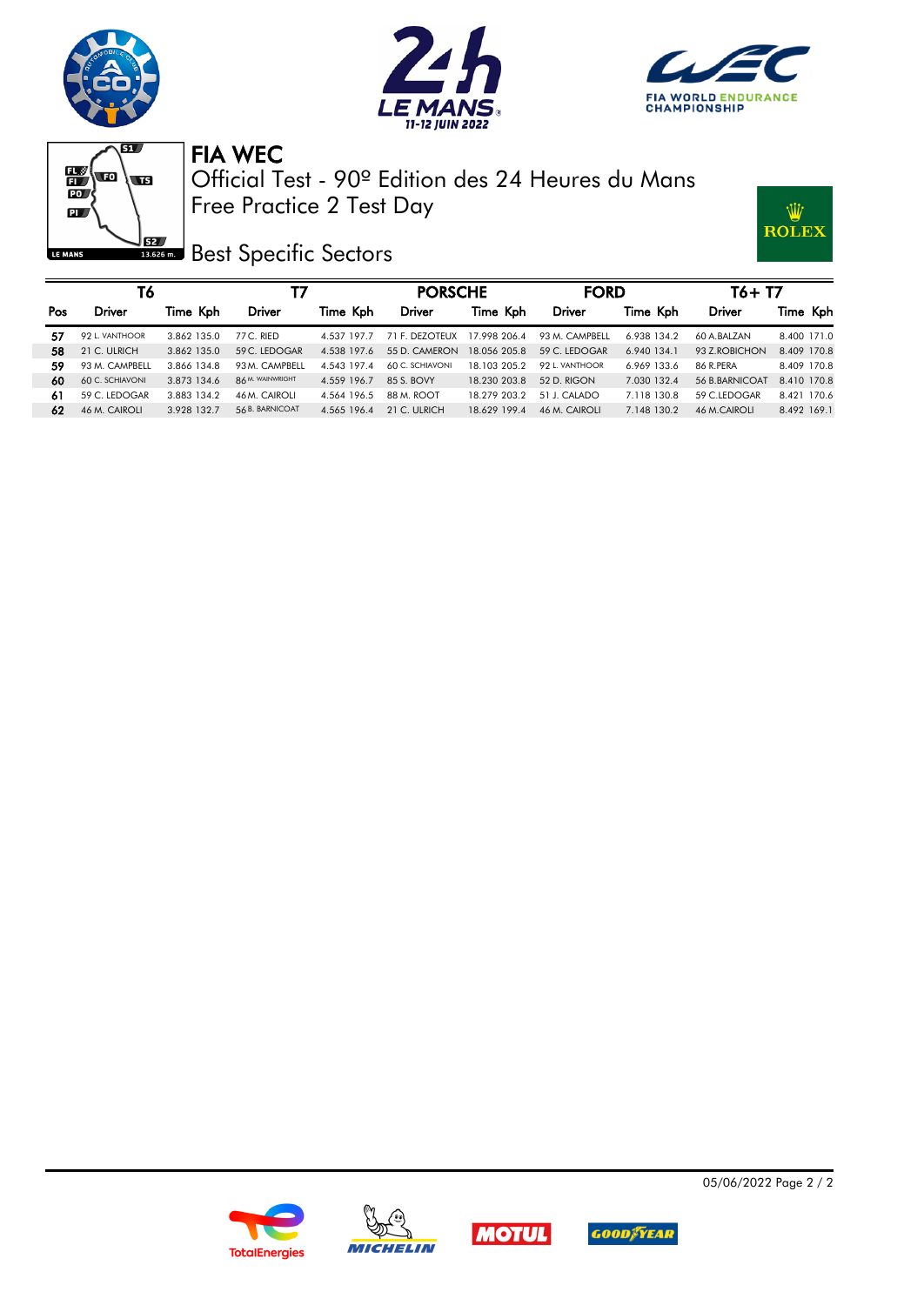# FIA WEC

Official Test - 90º Edition des 24 Heures du Mans

Free Practice 2 Test Day

## Best Specific Sectors

| | T6 | | | T7 | | | PORSCHE | | | FORD | | | T6+ T7 | | |
|---|---|---|---|---|---|---|---|---|---|---|---|---|---|---|---|
| Pos | Driver | Time | Kph | Driver | Time | Kph | Driver | Time | Kph | Driver | Time | Kph | Driver | Time | Kph |
| 57 | 92 L. VANTHOOR | 3.862 | 135.0 | 77 C. RIED | 4.537 | 197.7 | 71 F. DEZOTEUX | 17.998 | 206.4 | 93 M. CAMPBELL | 6.938 | 134.2 | 60 A.BALZAN | 8.400 | 171.0 |
| 58 | 21 C. ULRICH | 3.862 | 135.0 | 59 C. LEDOGAR | 4.538 | 197.6 | 55 D. CAMERON | 18.056 | 205.8 | 59 C. LEDOGAR | 6.940 | 134.1 | 93 Z.ROBICHON | 8.409 | 170.8 |
| 59 | 93 M. CAMPBELL | 3.866 | 134.8 | 93 M. CAMPBELL | 4.543 | 197.4 | 60 C. SCHIAVONI | 18.103 | 205.2 | 92 L. VANTHOOR | 6.969 | 133.6 | 86 R.PERA | 8.409 | 170.8 |
| 60 | 60 C. SCHIAVONI | 3.873 | 134.6 | 86 M. WAINWRIGHT | 4.559 | 196.7 | 85 S. BOVY | 18.230 | 203.8 | 52 D. RIGON | 7.030 | 132.4 | 56 B.BARNICOAT | 8.410 | 170.8 |
| 61 | 59 C. LEDOGAR | 3.883 | 134.2 | 46 M. CAIROLI | 4.564 | 196.5 | 88 M. ROOT | 18.279 | 203.2 | 51 J. CALADO | 7.118 | 130.8 | 59 C.LEDOGAR | 8.421 | 170.6 |
| 62 | 46 M. CAIROLI | 3.928 | 132.7 | 56 B. BARNICOAT | 4.565 | 196.4 | 21 C. ULRICH | 18.629 | 199.4 | 46 M. CAIROLI | 7.148 | 130.2 | 46 M.CAIROLI | 8.492 | 169.1 |

05/06/2022